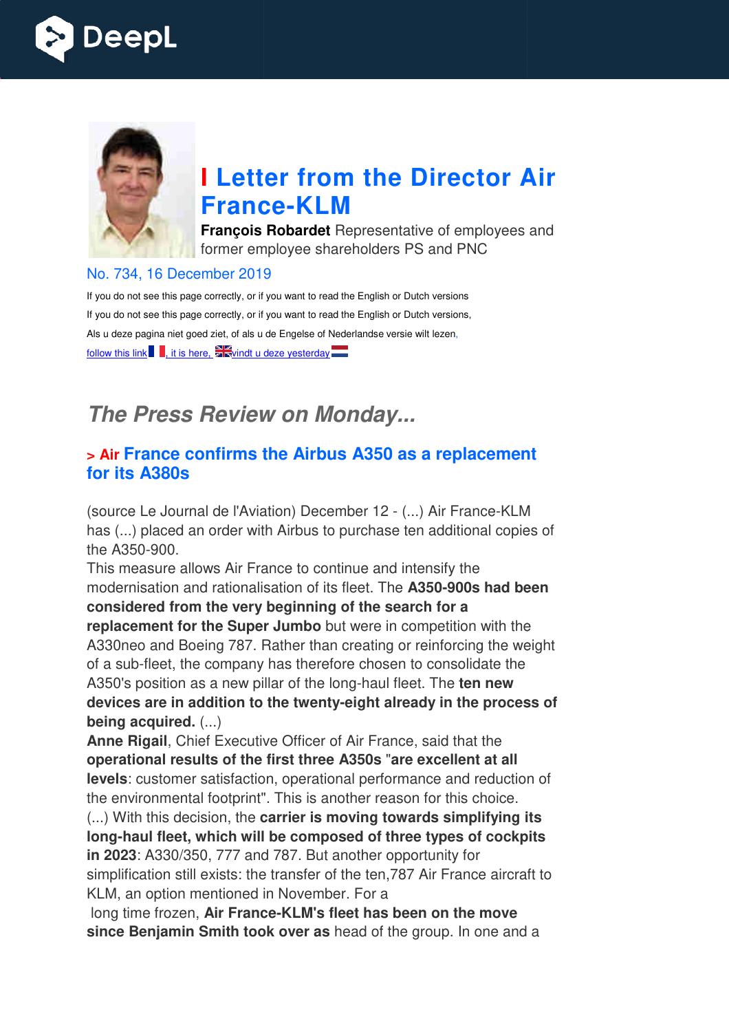# I Letter from the Director Air France-KLM

**François Robardet** Representative of employees and former employee shareholders PS and PNC

No. 734, 16 December 2019

If you do not see this page correctly, or if you want to read the English or Dutch versions

If you do not see this page correctly, or if you want to read the English or Dutch versions,

Als u deze pagina niet goed ziet, of als u de Engelse of Nederlandse versie wilt lezen,

follow this link, it is here, vindt u deze yesterday

## *The Press Review on Monday...*

### > Air France confirms the Airbus A350 as a replacement for its A380s

(source Le Journal de l'Aviation) December 12 - (...) Air France-KLM has (...) placed an order with Airbus to purchase ten additional copies of the A350-900.

This measure allows Air France to continue and intensify the modernisation and rationalisation of its fleet. The **A350-900s had been considered from the very beginning of the search for a replacement for the Super Jumbo** but were in competition with the A330neo and Boeing 787. Rather than creating or reinforcing the weight of a sub-fleet, the company has therefore chosen to consolidate the A350's position as a new pillar of the long-haul fleet. The **ten new devices are in addition to the twenty-eight already in the process of being acquired.** (...)

**Anne Rigail**, Chief Executive Officer of Air France, said that the **operational results of the first three A350s "are excellent at all levels**: customer satisfaction, operational performance and reduction of the environmental footprint". This is another reason for this choice.

(...) With this decision, the **carrier is moving towards simplifying its long-haul fleet, which will be composed of three types of cockpits in 2023**: A330/350, 777 and 787. But another opportunity for simplification still exists: the transfer of the ten,787 Air France aircraft to KLM, an option mentioned in November. For a long time frozen, **Air France-KLM's fleet has been on the move since Benjamin Smith took over as** head of the group. In one and a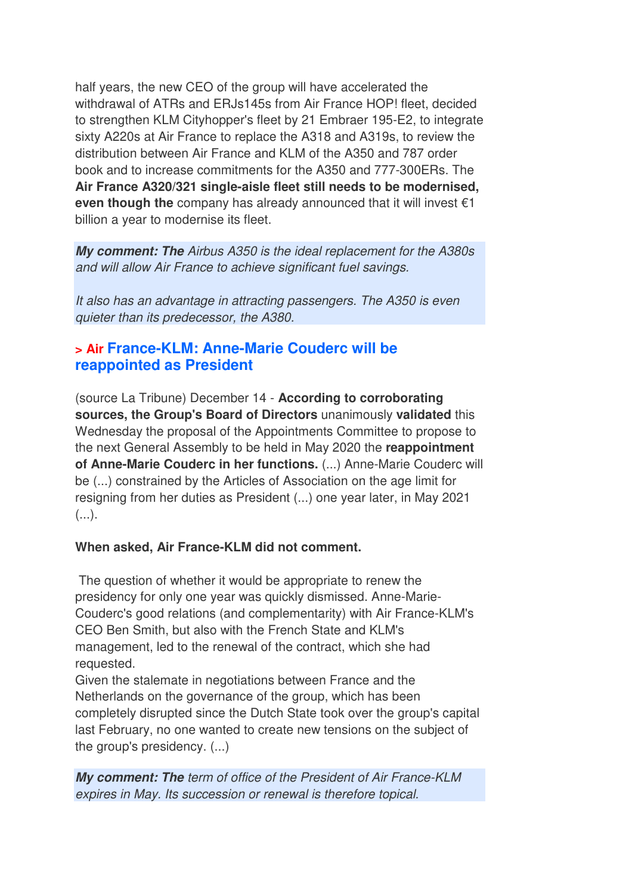half years, the new CEO of the group will have accelerated the withdrawal of ATRs and ERJs145s from Air France HOP! fleet, decided to strengthen KLM Cityhopper's fleet by 21 Embraer 195-E2, to integrate sixty A220s at Air France to replace the A318 and A319s, to review the distribution between Air France and KLM of the A350 and 787 order book and to increase commitments for the A350 and 777-300ERs. The **Air France A320/321 single-aisle fleet still needs to be modernised, even though the** company has already announced that it will invest €1 billion a year to modernise its fleet.

***My comment: The*** *Airbus A350 is the ideal replacement for the A380s and will allow Air France to achieve significant fuel savings.*

*It also has an advantage in attracting passengers. The A350 is even quieter than its predecessor, the A380.*

## > Air France-KLM: Anne-Marie Couderc will be reappointed as President

(source La Tribune) December 14 - **According to corroborating sources, the Group's Board of Directors** unanimously **validated** this Wednesday the proposal of the Appointments Committee to propose to the next General Assembly to be held in May 2020 the **reappointment of Anne-Marie Couderc in her functions.** (...) Anne-Marie Couderc will be (...) constrained by the Articles of Association on the age limit for resigning from her duties as President (...) one year later, in May 2021 (...).

**When asked, Air France-KLM did not comment.**

The question of whether it would be appropriate to renew the presidency for only one year was quickly dismissed. Anne-Marie-Couderc's good relations (and complementarity) with Air France-KLM's CEO Ben Smith, but also with the French State and KLM's management, led to the renewal of the contract, which she had requested.
Given the stalemate in negotiations between France and the Netherlands on the governance of the group, which has been completely disrupted since the Dutch State took over the group's capital last February, no one wanted to create new tensions on the subject of the group's presidency. (...)

***My comment: The*** *term of office of the President of Air France-KLM expires in May. Its succession or renewal is therefore topical.*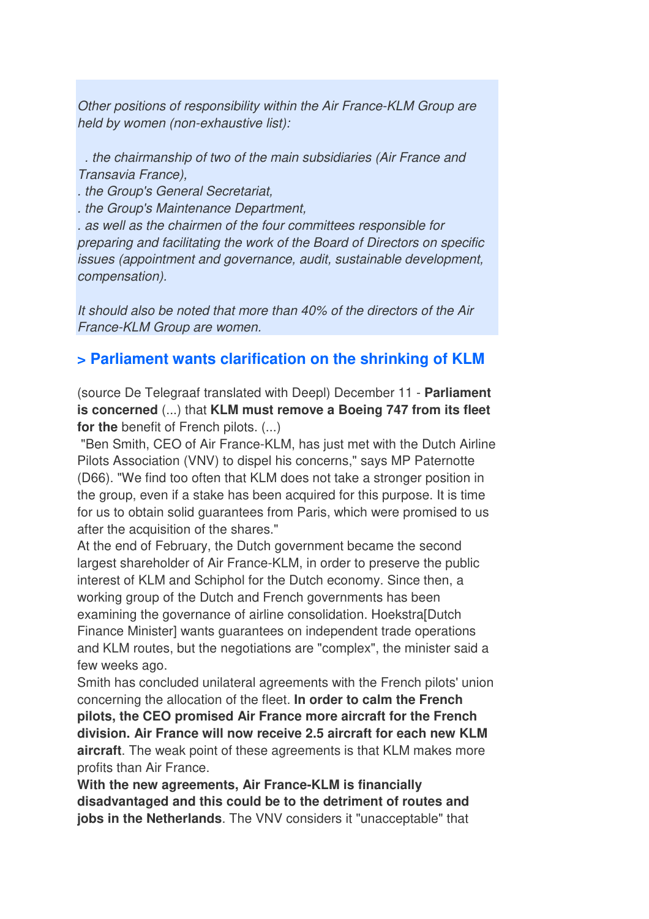*Other positions of responsibility within the Air France-KLM Group are held by women (non-exhaustive list):*

*. the chairmanship of two of the main subsidiaries (Air France and Transavia France),*
*. the Group's General Secretariat,*
*. the Group's Maintenance Department,*
*. as well as the chairmen of the four committees responsible for preparing and facilitating the work of the Board of Directors on specific issues (appointment and governance, audit, sustainable development, compensation).*

*It should also be noted that more than 40% of the directors of the Air France-KLM Group are women.*

## > Parliament wants clarification on the shrinking of KLM

(source De Telegraaf translated with Deepl) December 11 - **Parliament is concerned** (...) that **KLM must remove a Boeing 747 from its fleet for the** benefit of French pilots. (...)

"Ben Smith, CEO of Air France-KLM, has just met with the Dutch Airline Pilots Association (VNV) to dispel his concerns," says MP Paternotte (D66). "We find too often that KLM does not take a stronger position in the group, even if a stake has been acquired for this purpose. It is time for us to obtain solid guarantees from Paris, which were promised to us after the acquisition of the shares."

At the end of February, the Dutch government became the second largest shareholder of Air France-KLM, in order to preserve the public interest of KLM and Schiphol for the Dutch economy. Since then, a working group of the Dutch and French governments has been examining the governance of airline consolidation. Hoekstra[Dutch Finance Minister] wants guarantees on independent trade operations and KLM routes, but the negotiations are "complex", the minister said a few weeks ago.

Smith has concluded unilateral agreements with the French pilots' union concerning the allocation of the fleet. **In order to calm the French pilots, the CEO promised Air France more aircraft for the French division. Air France will now receive 2.5 aircraft for each new KLM aircraft**. The weak point of these agreements is that KLM makes more profits than Air France.

**With the new agreements, Air France-KLM is financially disadvantaged and this could be to the detriment of routes and jobs in the Netherlands**. The VNV considers it "unacceptable" that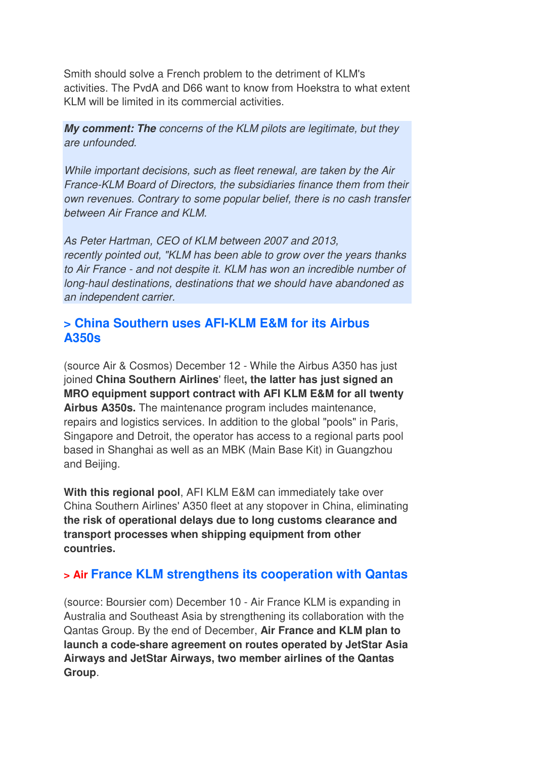Smith should solve a French problem to the detriment of KLM's activities. The PvdA and D66 want to know from Hoekstra to what extent KLM will be limited in its commercial activities.

***My comment: The** concerns of the KLM pilots are legitimate, but they are unfounded.*

*While important decisions, such as fleet renewal, are taken by the Air France-KLM Board of Directors, the subsidiaries finance them from their own revenues. Contrary to some popular belief, there is no cash transfer between Air France and KLM.*

*As Peter Hartman, CEO of KLM between 2007 and 2013, recently pointed out, "KLM has been able to grow over the years thanks to Air France - and not despite it. KLM has won an incredible number of long-haul destinations, destinations that we should have abandoned as an independent carrier.*

### > China Southern uses AFI-KLM E&M for its Airbus A350s

(source Air & Cosmos) December 12 - While the Airbus A350 has just joined **China Southern Airlines**' fleet**, the latter has just signed an MRO equipment support contract with AFI KLM E&M for all twenty Airbus A350s.** The maintenance program includes maintenance, repairs and logistics services. In addition to the global "pools" in Paris, Singapore and Detroit, the operator has access to a regional parts pool based in Shanghai as well as an MBK (Main Base Kit) in Guangzhou and Beijing.

**With this regional pool**, AFI KLM E&M can immediately take over China Southern Airlines' A350 fleet at any stopover in China, eliminating **the risk of operational delays due to long customs clearance and transport processes when shipping equipment from other countries.**

### > Air France KLM strengthens its cooperation with Qantas

(source: Boursier com) December 10 - Air France KLM is expanding in Australia and Southeast Asia by strengthening its collaboration with the Qantas Group. By the end of December, **Air France and KLM plan to launch a code-share agreement on routes operated by JetStar Asia Airways and JetStar Airways, two member airlines of the Qantas Group**.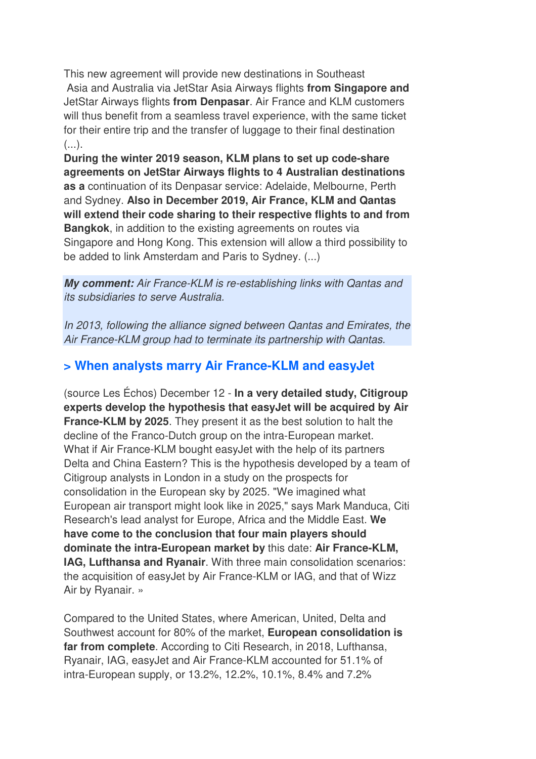This new agreement will provide new destinations in Southeast Asia and Australia via JetStar Asia Airways flights **from Singapore and** JetStar Airways flights **from Denpasar**. Air France and KLM customers will thus benefit from a seamless travel experience, with the same ticket for their entire trip and the transfer of luggage to their final destination (...).

**During the winter 2019 season, KLM plans to set up code-share agreements on JetStar Airways flights to 4 Australian destinations as a** continuation of its Denpasar service: Adelaide, Melbourne, Perth and Sydney. **Also in December 2019, Air France, KLM and Qantas will extend their code sharing to their respective flights to and from Bangkok**, in addition to the existing agreements on routes via Singapore and Hong Kong. This extension will allow a third possibility to be added to link Amsterdam and Paris to Sydney. (...)

***My comment:*** *Air France-KLM is re-establishing links with Qantas and its subsidiaries to serve Australia.*

*In 2013, following the alliance signed between Qantas and Emirates, the Air France-KLM group had to terminate its partnership with Qantas.*

## > When analysts marry Air France-KLM and easyJet

(source Les Échos) December 12 - **In a very detailed study, Citigroup experts develop the hypothesis that easyJet will be acquired by Air France-KLM by 2025**. They present it as the best solution to halt the decline of the Franco-Dutch group on the intra-European market. What if Air France-KLM bought easyJet with the help of its partners Delta and China Eastern? This is the hypothesis developed by a team of Citigroup analysts in London in a study on the prospects for consolidation in the European sky by 2025. "We imagined what European air transport might look like in 2025," says Mark Manduca, Citi Research's lead analyst for Europe, Africa and the Middle East. **We have come to the conclusion that four main players should dominate the intra-European market by** this date: **Air France-KLM, IAG, Lufthansa and Ryanair**. With three main consolidation scenarios: the acquisition of easyJet by Air France-KLM or IAG, and that of Wizz Air by Ryanair. »

Compared to the United States, where American, United, Delta and Southwest account for 80% of the market, **European consolidation is far from complete**. According to Citi Research, in 2018, Lufthansa, Ryanair, IAG, easyJet and Air France-KLM accounted for 51.1% of intra-European supply, or 13.2%, 12.2%, 10.1%, 8.4% and 7.2%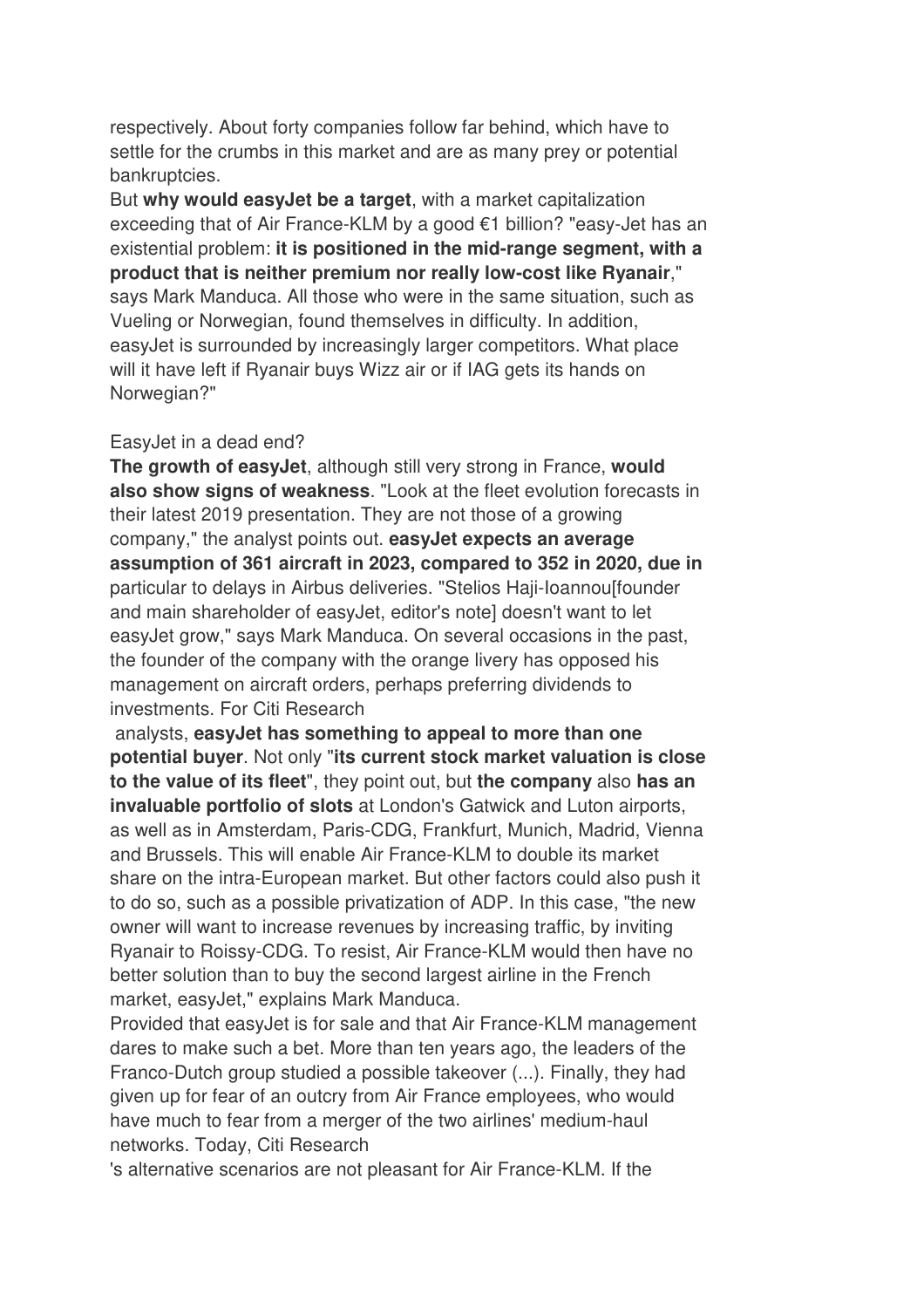respectively. About forty companies follow far behind, which have to settle for the crumbs in this market and are as many prey or potential bankruptcies.

But **why would easyJet be a target**, with a market capitalization exceeding that of Air France-KLM by a good €1 billion? "easy-Jet has an existential problem: **it is positioned in the mid-range segment, with a product that is neither premium nor really low-cost like Ryanair**," says Mark Manduca. All those who were in the same situation, such as Vueling or Norwegian, found themselves in difficulty. In addition, easyJet is surrounded by increasingly larger competitors. What place will it have left if Ryanair buys Wizz air or if IAG gets its hands on Norwegian?"

EasyJet in a dead end?

**The growth of easyJet**, although still very strong in France, **would also show signs of weakness**. "Look at the fleet evolution forecasts in their latest 2019 presentation. They are not those of a growing company," the analyst points out. **easyJet expects an average assumption of 361 aircraft in 2023, compared to 352 in 2020, due in** particular to delays in Airbus deliveries. "Stelios Haji-Ioannou[founder and main shareholder of easyJet, editor's note] doesn't want to let easyJet grow," says Mark Manduca. On several occasions in the past, the founder of the company with the orange livery has opposed his management on aircraft orders, perhaps preferring dividends to investments. For Citi Research analysts, **easyJet has something to appeal to more than one potential buyer**. Not only "**its current stock market valuation is close to the value of its fleet**", they point out, but **the company** also **has an invaluable portfolio of slots** at London's Gatwick and Luton airports, as well as in Amsterdam, Paris-CDG, Frankfurt, Munich, Madrid, Vienna and Brussels. This will enable Air France-KLM to double its market share on the intra-European market. But other factors could also push it to do so, such as a possible privatization of ADP. In this case, "the new owner will want to increase revenues by increasing traffic, by inviting Ryanair to Roissy-CDG. To resist, Air France-KLM would then have no better solution than to buy the second largest airline in the French market, easyJet," explains Mark Manduca.

Provided that easyJet is for sale and that Air France-KLM management dares to make such a bet. More than ten years ago, the leaders of the Franco-Dutch group studied a possible takeover (...). Finally, they had given up for fear of an outcry from Air France employees, who would have much to fear from a merger of the two airlines' medium-haul networks. Today, Citi Research's alternative scenarios are not pleasant for Air France-KLM. If the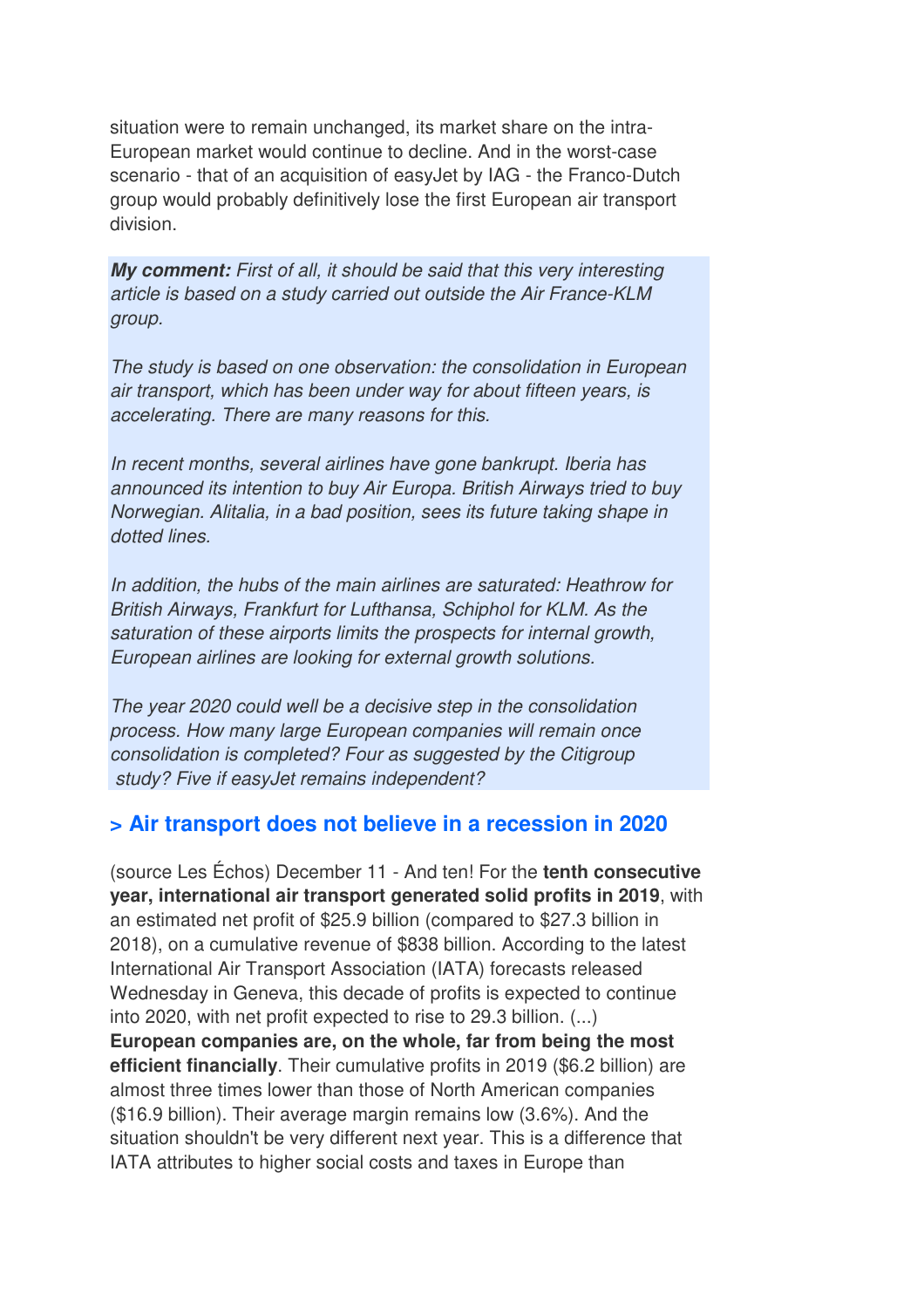situation were to remain unchanged, its market share on the intra-European market would continue to decline. And in the worst-case scenario - that of an acquisition of easyJet by IAG - the Franco-Dutch group would probably definitively lose the first European air transport division.

***My comment:*** *First of all, it should be said that this very interesting article is based on a study carried out outside the Air France-KLM group.*

*The study is based on one observation: the consolidation in European air transport, which has been under way for about fifteen years, is accelerating. There are many reasons for this.*

*In recent months, several airlines have gone bankrupt. Iberia has announced its intention to buy Air Europa. British Airways tried to buy Norwegian. Alitalia, in a bad position, sees its future taking shape in dotted lines.*

*In addition, the hubs of the main airlines are saturated: Heathrow for British Airways, Frankfurt for Lufthansa, Schiphol for KLM. As the saturation of these airports limits the prospects for internal growth, European airlines are looking for external growth solutions.*

*The year 2020 could well be a decisive step in the consolidation process. How many large European companies will remain once consolidation is completed? Four as suggested by the Citigroup study? Five if easyJet remains independent?*

## > Air transport does not believe in a recession in 2020

(source Les Échos) December 11 - And ten! For the **tenth consecutive year, international air transport generated solid profits in 2019**, with an estimated net profit of $25.9 billion (compared to $27.3 billion in 2018), on a cumulative revenue of $838 billion. According to the latest International Air Transport Association (IATA) forecasts released Wednesday in Geneva, this decade of profits is expected to continue into 2020, with net profit expected to rise to 29.3 billion. (...)
**European companies are, on the whole, far from being the most efficient financially**. Their cumulative profits in 2019 ($6.2 billion) are almost three times lower than those of North American companies ($16.9 billion). Their average margin remains low (3.6%). And the situation shouldn't be very different next year. This is a difference that IATA attributes to higher social costs and taxes in Europe than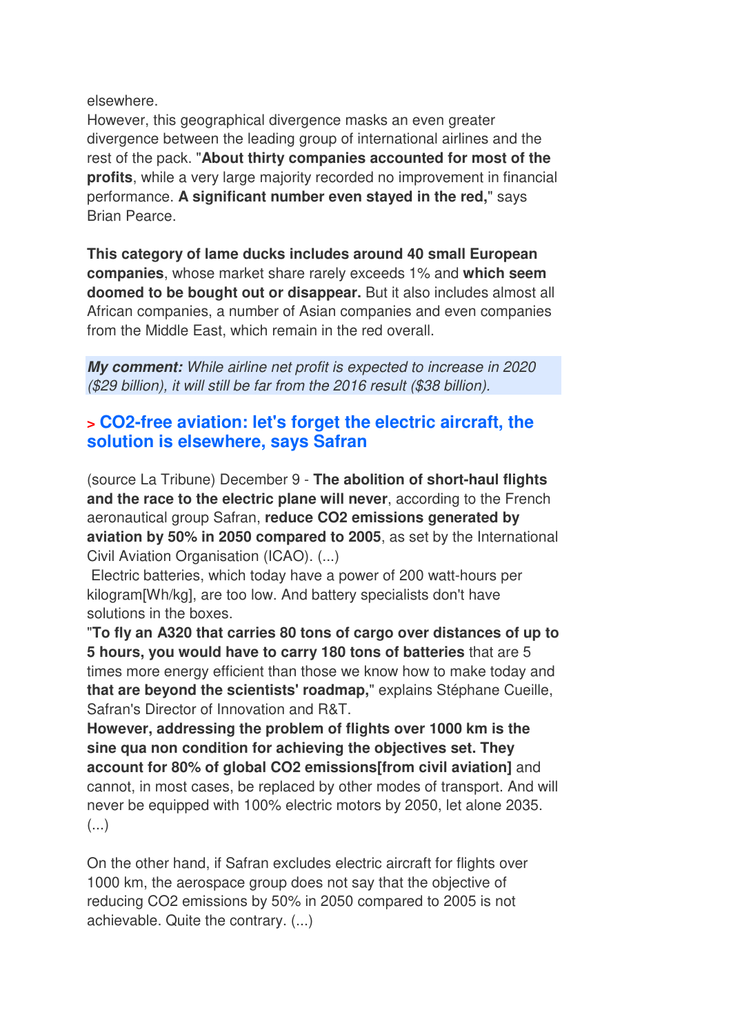elsewhere.
However, this geographical divergence masks an even greater divergence between the leading group of international airlines and the rest of the pack. "**About thirty companies accounted for most of the profits**, while a very large majority recorded no improvement in financial performance. **A significant number even stayed in the red,**" says Brian Pearce.

**This category of lame ducks includes around 40 small European companies**, whose market share rarely exceeds 1% and **which seem doomed to be bought out or disappear.** But it also includes almost all African companies, a number of Asian companies and even companies from the Middle East, which remain in the red overall.

***My comment:*** *While airline net profit is expected to increase in 2020 ($29 billion), it will still be far from the 2016 result ($38 billion).*

## > CO2-free aviation: let's forget the electric aircraft, the solution is elsewhere, says Safran

(source La Tribune) December 9 - **The abolition of short-haul flights and the race to the electric plane will never**, according to the French aeronautical group Safran, **reduce CO2 emissions generated by aviation by 50% in 2050 compared to 2005**, as set by the International Civil Aviation Organisation (ICAO). (...)
Electric batteries, which today have a power of 200 watt-hours per kilogram[Wh/kg], are too low. And battery specialists don't have solutions in the boxes.
"**To fly an A320 that carries 80 tons of cargo over distances of up to 5 hours, you would have to carry 180 tons of batteries** that are 5 times more energy efficient than those we know how to make today and **that are beyond the scientists' roadmap,**" explains Stéphane Cueille, Safran's Director of Innovation and R&T.
**However, addressing the problem of flights over 1000 km is the sine qua non condition for achieving the objectives set. They account for 80% of global CO2 emissions[from civil aviation]** and cannot, in most cases, be replaced by other modes of transport. And will never be equipped with 100% electric motors by 2050, let alone 2035. (...)

On the other hand, if Safran excludes electric aircraft for flights over 1000 km, the aerospace group does not say that the objective of reducing CO2 emissions by 50% in 2050 compared to 2005 is not achievable. Quite the contrary. (...)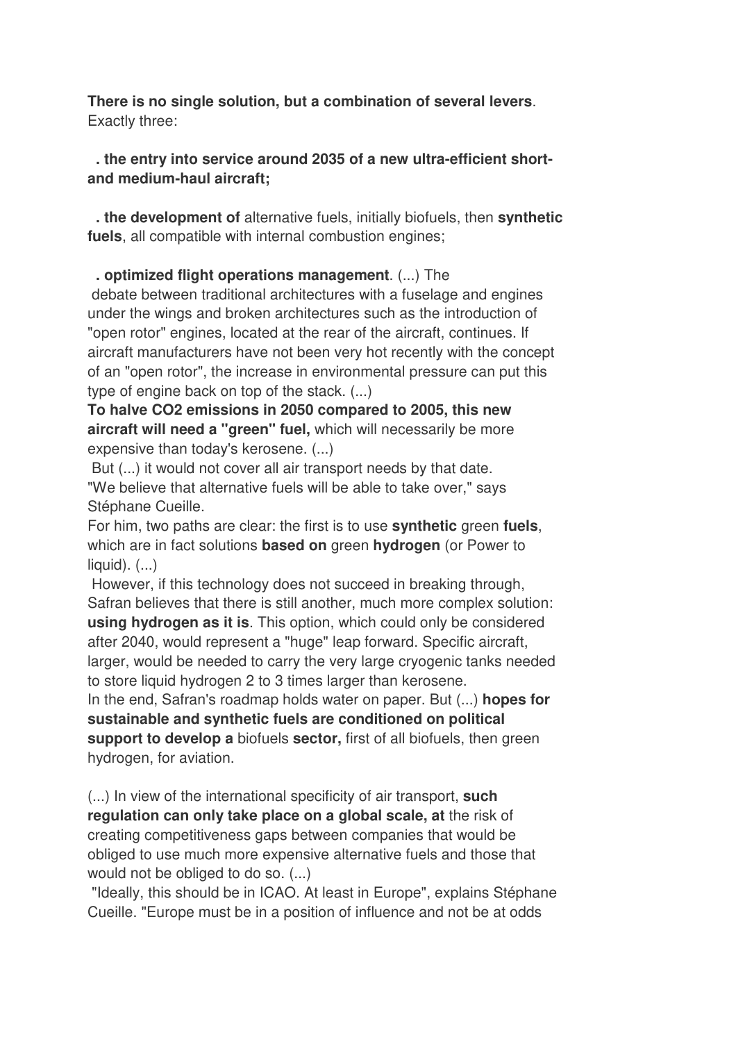**There is no single solution, but a combination of several levers**. Exactly three:

. **the entry into service around 2035 of a new ultra-efficient short- and medium-haul aircraft;**

. **the development of** alternative fuels, initially biofuels, then **synthetic fuels**, all compatible with internal combustion engines;

. **optimized flight operations management**. (...) The debate between traditional architectures with a fuselage and engines under the wings and broken architectures such as the introduction of "open rotor" engines, located at the rear of the aircraft, continues. If aircraft manufacturers have not been very hot recently with the concept of an "open rotor", the increase in environmental pressure can put this type of engine back on top of the stack. (...)

**To halve CO2 emissions in 2050 compared to 2005, this new aircraft will need a "green" fuel,** which will necessarily be more expensive than today's kerosene. (...)

But (...) it would not cover all air transport needs by that date. "We believe that alternative fuels will be able to take over," says Stéphane Cueille.

For him, two paths are clear: the first is to use **synthetic** green **fuels**, which are in fact solutions **based on** green **hydrogen** (or Power to liquid). (...)

However, if this technology does not succeed in breaking through, Safran believes that there is still another, much more complex solution: **using hydrogen as it is**. This option, which could only be considered after 2040, would represent a "huge" leap forward. Specific aircraft, larger, would be needed to carry the very large cryogenic tanks needed to store liquid hydrogen 2 to 3 times larger than kerosene.

In the end, Safran's roadmap holds water on paper. But (...) **hopes for sustainable and synthetic fuels are conditioned on political support to develop a** biofuels **sector,** first of all biofuels, then green hydrogen, for aviation.

(...) In view of the international specificity of air transport, **such regulation can only take place on a global scale, at** the risk of creating competitiveness gaps between companies that would be obliged to use much more expensive alternative fuels and those that would not be obliged to do so. (...)

"Ideally, this should be in ICAO. At least in Europe", explains Stéphane Cueille. "Europe must be in a position of influence and not be at odds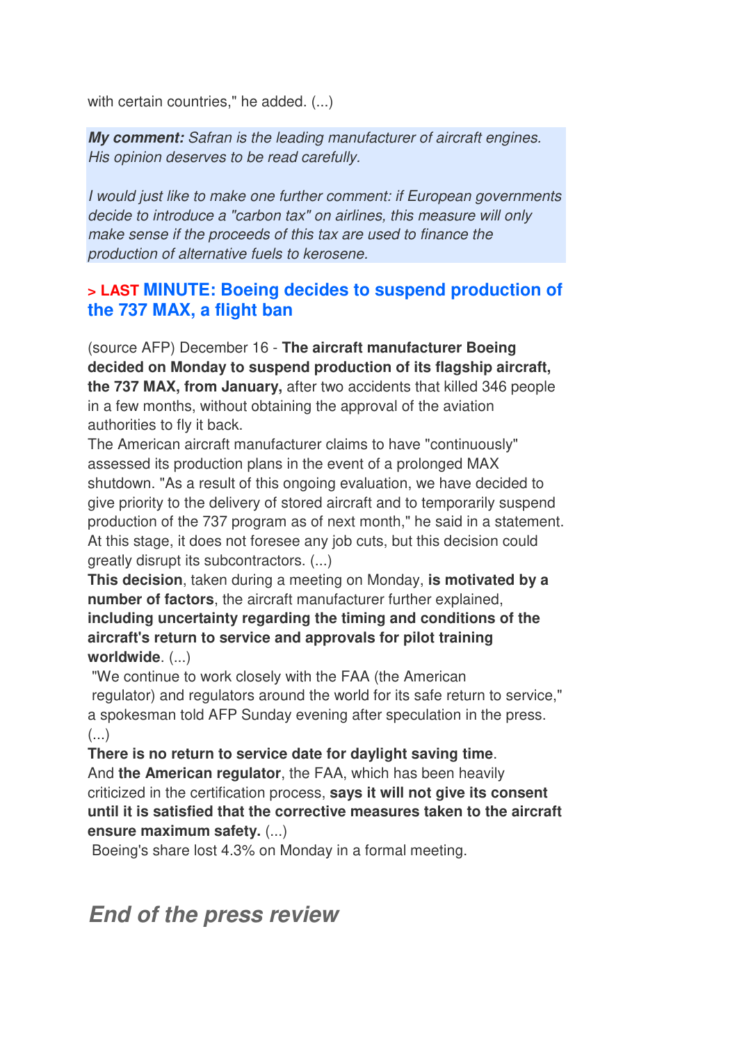with certain countries," he added. (...)

***My comment:*** *Safran is the leading manufacturer of aircraft engines. His opinion deserves to be read carefully.*

*I would just like to make one further comment: if European governments decide to introduce a "carbon tax" on airlines, this measure will only make sense if the proceeds of this tax are used to finance the production of alternative fuels to kerosene.*

### > LAST MINUTE: Boeing decides to suspend production of the 737 MAX, a flight ban

(source AFP) December 16 - **The aircraft manufacturer Boeing decided on Monday to suspend production of its flagship aircraft, the 737 MAX, from January,** after two accidents that killed 346 people in a few months, without obtaining the approval of the aviation authorities to fly it back.
The American aircraft manufacturer claims to have "continuously" assessed its production plans in the event of a prolonged MAX shutdown. "As a result of this ongoing evaluation, we have decided to give priority to the delivery of stored aircraft and to temporarily suspend production of the 737 program as of next month," he said in a statement.
At this stage, it does not foresee any job cuts, but this decision could greatly disrupt its subcontractors. (...)
**This decision**, taken during a meeting on Monday, **is motivated by a number of factors**, the aircraft manufacturer further explained, **including uncertainty regarding the timing and conditions of the aircraft's return to service and approvals for pilot training worldwide**. (...)
"We continue to work closely with the FAA (the American regulator) and regulators around the world for its safe return to service," a spokesman told AFP Sunday evening after speculation in the press. (...)
**There is no return to service date for daylight saving time**.
And **the American regulator**, the FAA, which has been heavily criticized in the certification process, **says it will not give its consent until it is satisfied that the corrective measures taken to the aircraft ensure maximum safety.** (...)
Boeing's share lost 4.3% on Monday in a formal meeting.

## *End of the press review*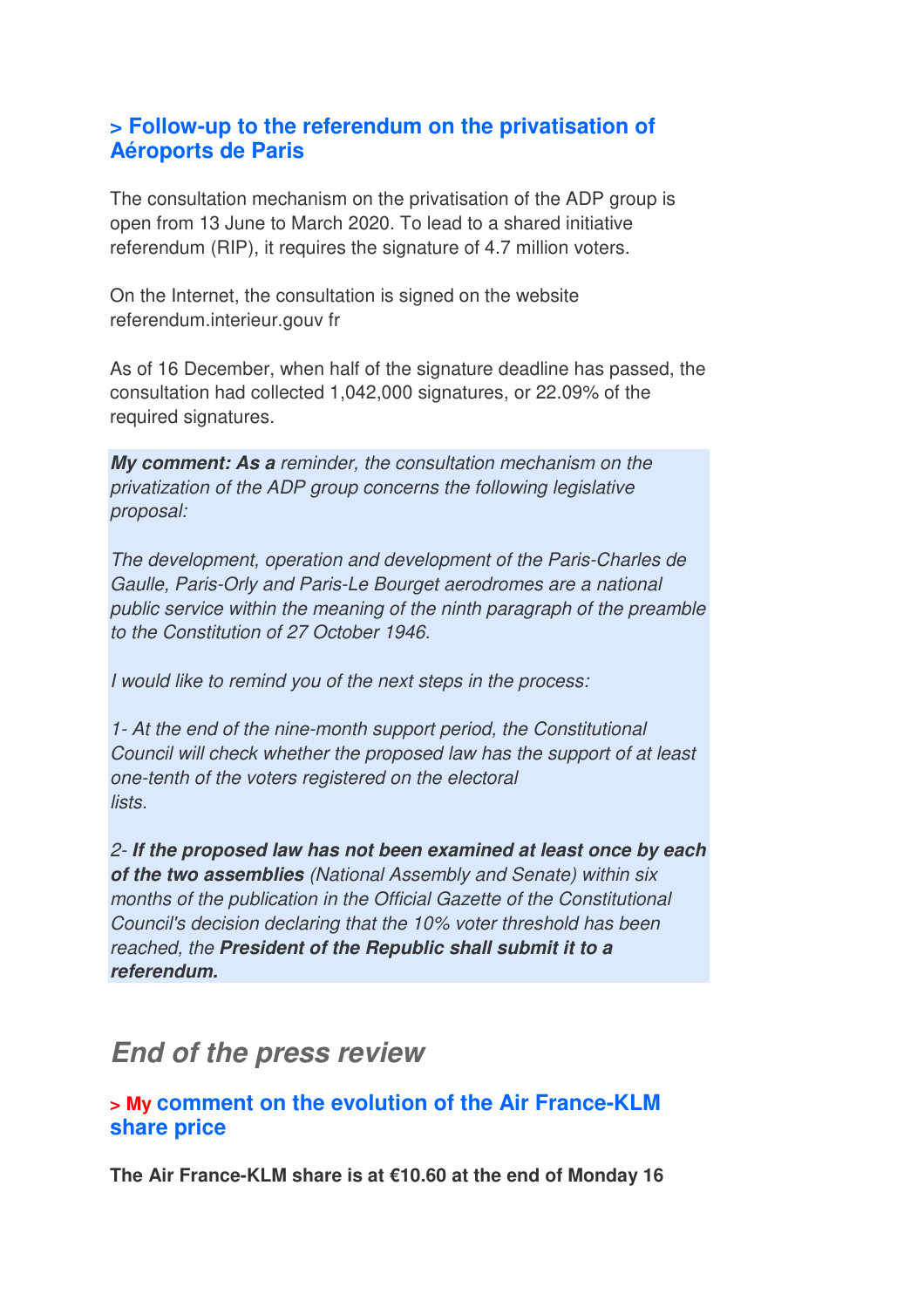### > Follow-up to the referendum on the privatisation of Aéroports de Paris

The consultation mechanism on the privatisation of the ADP group is open from 13 June to March 2020. To lead to a shared initiative referendum (RIP), it requires the signature of 4.7 million voters.

On the Internet, the consultation is signed on the website referendum.interieur.gouv fr

As of 16 December, when half of the signature deadline has passed, the consultation had collected 1,042,000 signatures, or 22.09% of the required signatures.

***My comment: As a*** *reminder, the consultation mechanism on the privatization of the ADP group concerns the following legislative proposal:*

*The development, operation and development of the Paris-Charles de Gaulle, Paris-Orly and Paris-Le Bourget aerodromes are a national public service within the meaning of the ninth paragraph of the preamble to the Constitution of 27 October 1946.*

*I would like to remind you of the next steps in the process:*

*1- At the end of the nine-month support period, the Constitutional Council will check whether the proposed law has the support of at least one-tenth of the voters registered on the electoral lists.*

*2- **If the proposed law has not been examined at least once by each of the two assemblies** (National Assembly and Senate) within six months of the publication in the Official Gazette of the Constitutional Council's decision declaring that the 10% voter threshold has been reached, the **President of the Republic shall submit it to a referendum.***

## *End of the press review*

### > My comment on the evolution of the Air France-KLM share price

**The Air France-KLM share is at €10.60 at the end of Monday 16**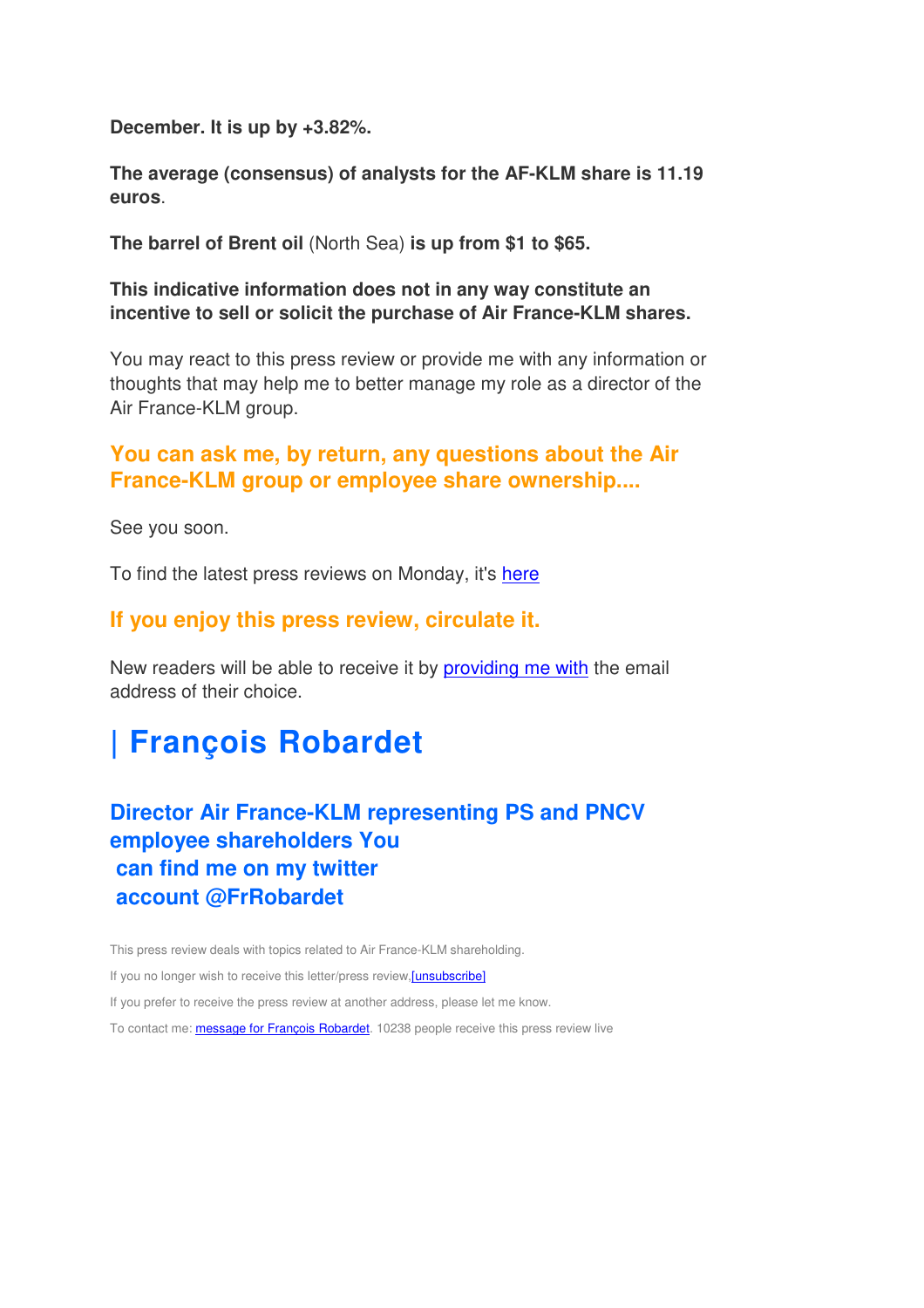**December. It is up by +3.82%.**

**The average (consensus) of analysts for the AF-KLM share is 11.19 euros**.

**The barrel of Brent oil** (North Sea) **is up from $1 to $65.**

**This indicative information does not in any way constitute an incentive to sell or solicit the purchase of Air France-KLM shares.**

You may react to this press review or provide me with any information or thoughts that may help me to better manage my role as a director of the Air France-KLM group.

### You can ask me, by return, any questions about the Air France-KLM group or employee share ownership....

See you soon.

To find the latest press reviews on Monday, it's here

### If you enjoy this press review, circulate it.

New readers will be able to receive it by providing me with the email address of their choice.

# | François Robardet

### Director Air France-KLM representing PS and PNCV employee shareholders You can find me on my twitter account @FrRobardet

This press review deals with topics related to Air France-KLM shareholding.

If you no longer wish to receive this letter/press review,[unsubscribe]

If you prefer to receive the press review at another address, please let me know.

To contact me: message for François Robardet. 10238 people receive this press review live